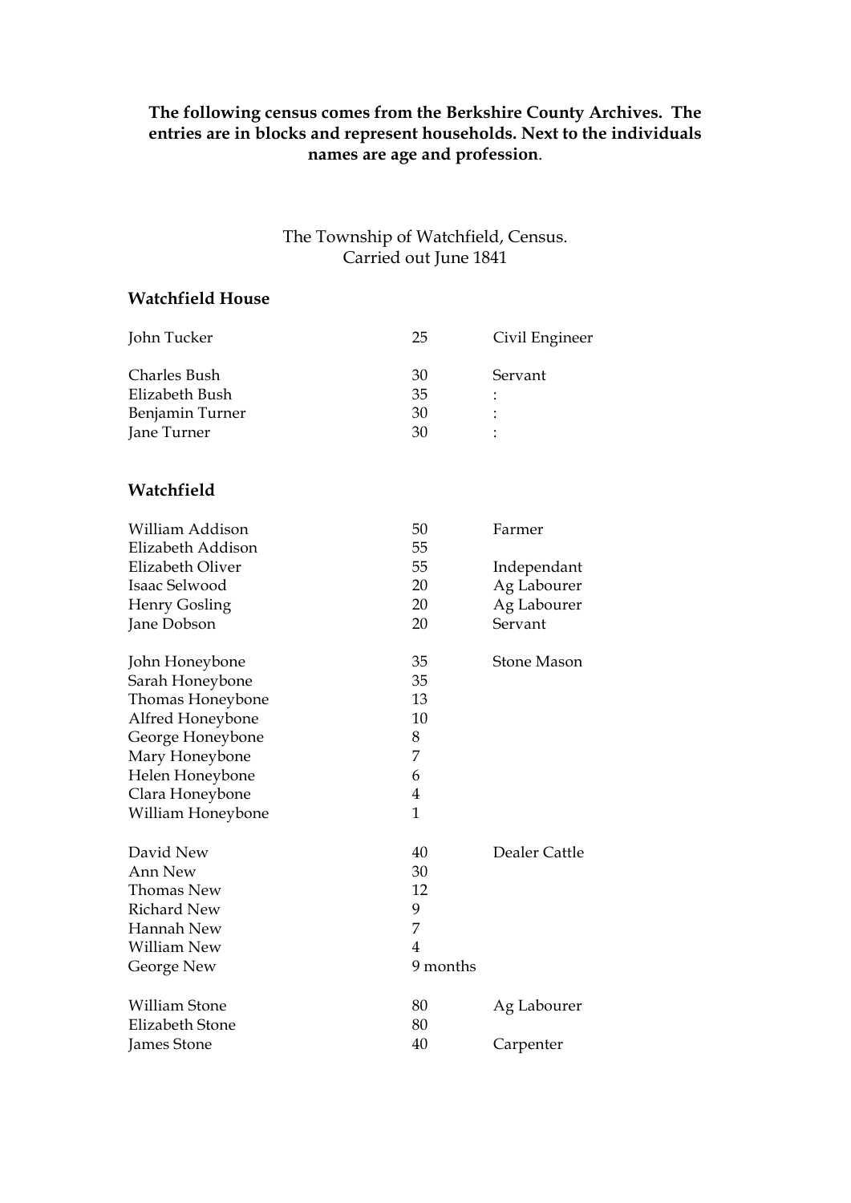**The following census comes from the Berkshire County Archives. The entries are in blocks and represent households. Next to the individuals names are age and profession.**

The Township of Watchfield, Census.
Carried out June 1841

### Watchfield House

| Name | Age | Profession |
|---|---|---|
| John Tucker | 25 | Civil Engineer |
| | | |
| Charles Bush | 30 | Servant |
| Elizabeth Bush | 35 | : |
| Benjamin Turner | 30 | : |
| Jane Turner | 30 | : |

### Watchfield

| Name | Age | Profession |
|---|---|---|
| William Addison | 50 | Farmer |
| Elizabeth Addison | 55 | |
| Elizabeth Oliver | 55 | Independant |
| Isaac Selwood | 20 | Ag Labourer |
| Henry Gosling | 20 | Ag Labourer |
| Jane Dobson | 20 | Servant |
| | | |
| John Honeybone | 35 | Stone Mason |
| Sarah Honeybone | 35 | |
| Thomas Honeybone | 13 | |
| Alfred Honeybone | 10 | |
| George Honeybone | 8 | |
| Mary Honeybone | 7 | |
| Helen Honeybone | 6 | |
| Clara Honeybone | 4 | |
| William Honeybone | 1 | |
| | | |
| David New | 40 | Dealer Cattle |
| Ann New | 30 | |
| Thomas New | 12 | |
| Richard New | 9 | |
| Hannah New | 7 | |
| William New | 4 | |
| George New | 9 months | |
| | | |
| William Stone | 80 | Ag Labourer |
| Elizabeth Stone | 80 | |
| James Stone | 40 | Carpenter |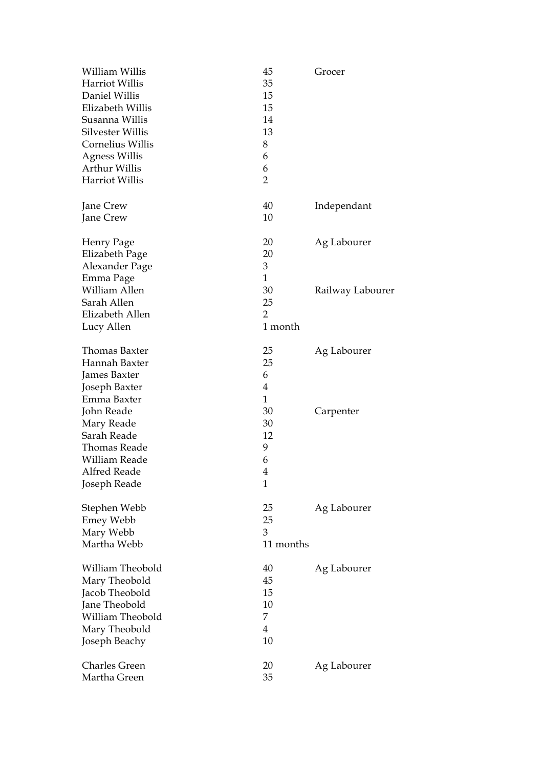| Name | Age | Occupation |
|---|---|---|
| William Willis | 45 | Grocer |
| Harriot Willis | 35 | |
| Daniel Willis | 15 | |
| Elizabeth Willis | 15 | |
| Susanna Willis | 14 | |
| Silvester Willis | 13 | |
| Cornelius Willis | 8 | |
| Agness Willis | 6 | |
| Arthur Willis | 6 | |
| Harriot Willis | 2 | |
| | | |
| Jane Crew | 40 | Independant |
| Jane Crew | 10 | |
| | | |
| Henry Page | 20 | Ag Labourer |
| Elizabeth Page | 20 | |
| Alexander Page | 3 | |
| Emma Page | 1 | |
| William Allen | 30 | Railway Labourer |
| Sarah Allen | 25 | |
| Elizabeth Allen | 2 | |
| Lucy Allen | 1 month | |
| | | |
| Thomas Baxter | 25 | Ag Labourer |
| Hannah Baxter | 25 | |
| James Baxter | 6 | |
| Joseph Baxter | 4 | |
| Emma Baxter | 1 | |
| John Reade | 30 | Carpenter |
| Mary Reade | 30 | |
| Sarah Reade | 12 | |
| Thomas Reade | 9 | |
| William Reade | 6 | |
| Alfred Reade | 4 | |
| Joseph Reade | 1 | |
| | | |
| Stephen Webb | 25 | Ag Labourer |
| Emey Webb | 25 | |
| Mary Webb | 3 | |
| Martha Webb | 11 months | |
| | | |
| William Theobold | 40 | Ag Labourer |
| Mary Theobold | 45 | |
| Jacob Theobold | 15 | |
| Jane Theobold | 10 | |
| William Theobold | 7 | |
| Mary Theobold | 4 | |
| Joseph Beachy | 10 | |
| | | |
| Charles Green | 20 | Ag Labourer |
| Martha Green | 35 | |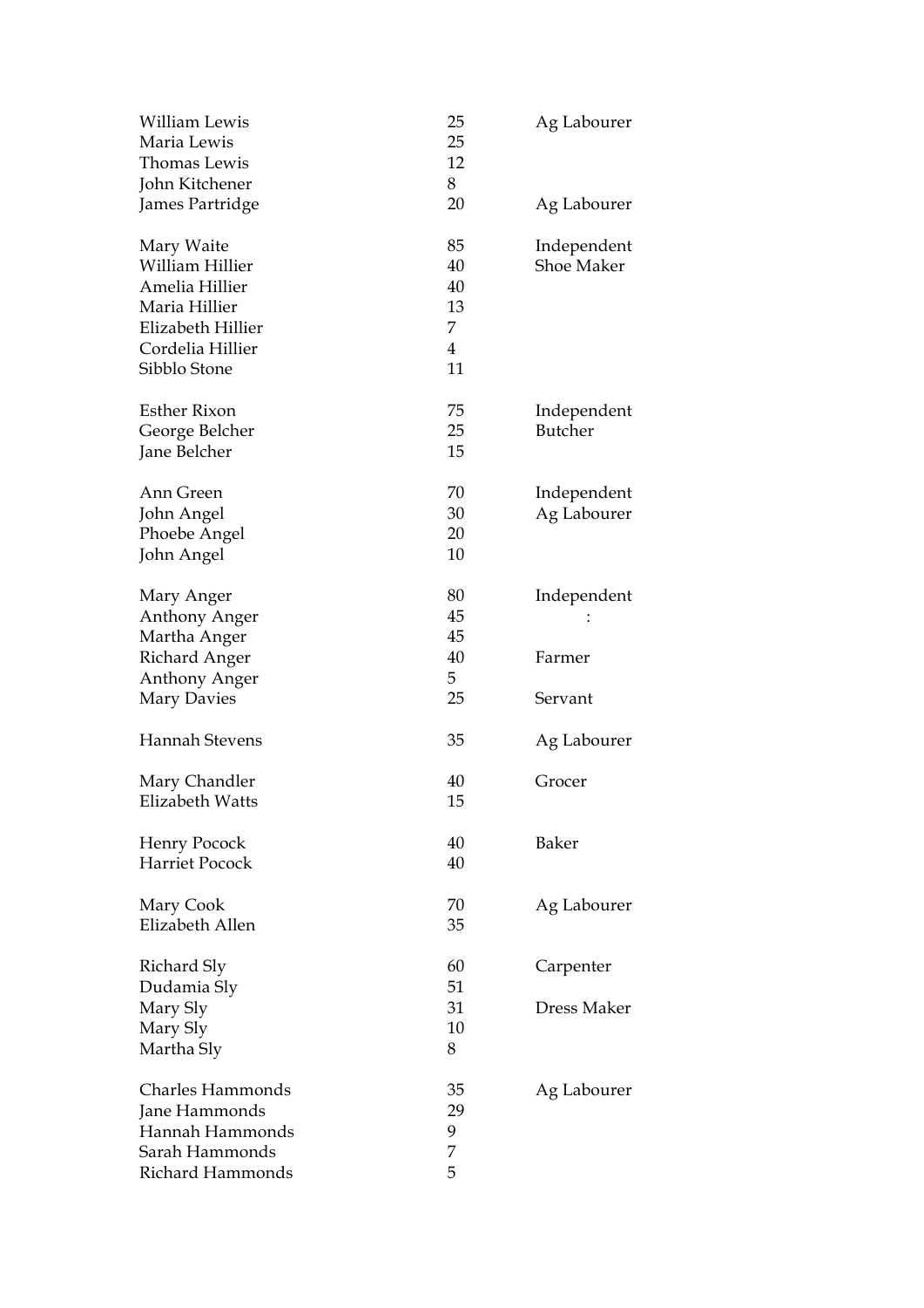| Name | Age | Occupation |
|---|---|---|
| William Lewis | 25 | Ag Labourer |
| Maria Lewis | 25 | |
| Thomas Lewis | 12 | |
| John Kitchener | 8 | |
| James Partridge | 20 | Ag Labourer |
| | | |
| Mary Waite | 85 | Independent |
| William Hillier | 40 | Shoe Maker |
| Amelia Hillier | 40 | |
| Maria Hillier | 13 | |
| Elizabeth Hillier | 7 | |
| Cordelia Hillier | 4 | |
| Sibblo Stone | 11 | |
| | | |
| Esther Rixon | 75 | Independent |
| George Belcher | 25 | Butcher |
| Jane Belcher | 15 | |
| | | |
| Ann Green | 70 | Independent |
| John Angel | 30 | Ag Labourer |
| Phoebe Angel | 20 | |
| John Angel | 10 | |
| | | |
| Mary Anger | 80 | Independent |
| Anthony Anger | 45 | : |
| Martha Anger | 45 | |
| Richard Anger | 40 | Farmer |
| Anthony Anger | 5 | |
| Mary Davies | 25 | Servant |
| | | |
| Hannah Stevens | 35 | Ag Labourer |
| | | |
| Mary Chandler | 40 | Grocer |
| Elizabeth Watts | 15 | |
| | | |
| Henry Pocock | 40 | Baker |
| Harriet Pocock | 40 | |
| | | |
| Mary Cook | 70 | Ag Labourer |
| Elizabeth Allen | 35 | |
| | | |
| Richard Sly | 60 | Carpenter |
| Dudamia Sly | 51 | |
| Mary Sly | 31 | Dress Maker |
| Mary Sly | 10 | |
| Martha Sly | 8 | |
| | | |
| Charles Hammonds | 35 | Ag Labourer |
| Jane Hammonds | 29 | |
| Hannah Hammonds | 9 | |
| Sarah Hammonds | 7 | |
| Richard Hammonds | 5 | |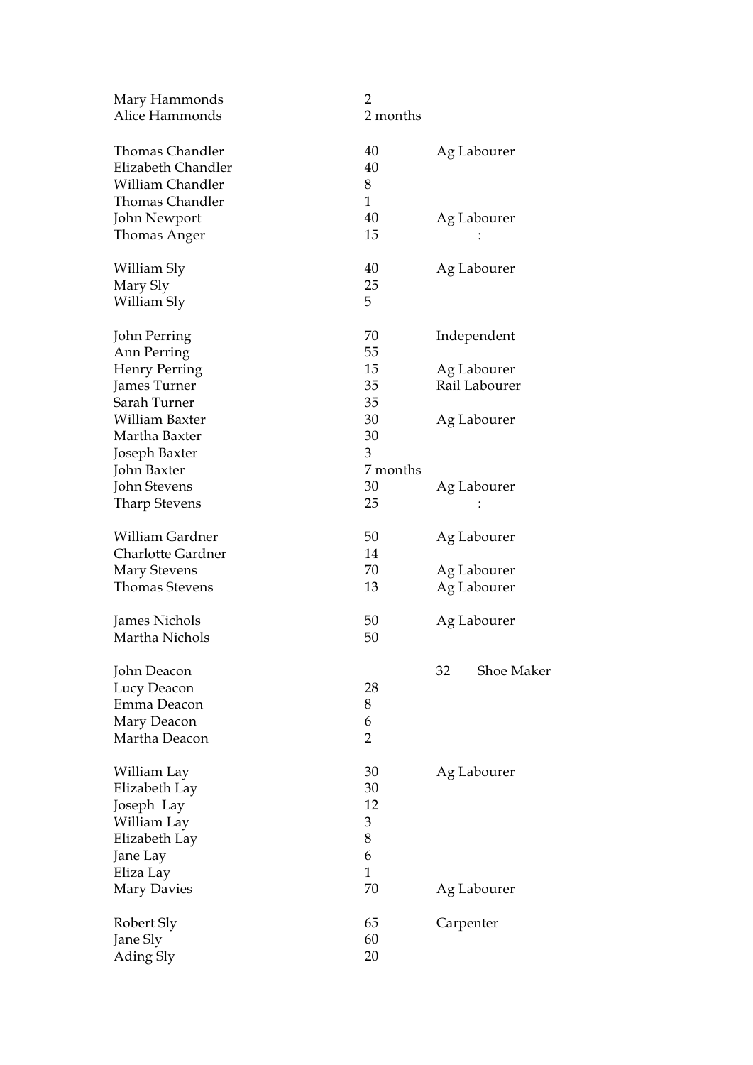| | | |
|---|---|---|
| Mary Hammonds | 2 | |
| Alice Hammonds | 2 months | |
| | | |
| Thomas Chandler | 40 | Ag Labourer |
| Elizabeth Chandler | 40 | |
| William Chandler | 8 | |
| Thomas Chandler | 1 | |
| John Newport | 40 | Ag Labourer |
| Thomas Anger | 15 | : |
| | | |
| William Sly | 40 | Ag Labourer |
| Mary Sly | 25 | |
| William Sly | 5 | |
| | | |
| John Perring | 70 | Independent |
| Ann Perring | 55 | |
| Henry Perring | 15 | Ag Labourer |
| James Turner | 35 | Rail Labourer |
| Sarah Turner | 35 | |
| William Baxter | 30 | Ag Labourer |
| Martha Baxter | 30 | |
| Joseph Baxter | 3 | |
| John Baxter | 7 months | |
| John Stevens | 30 | Ag Labourer |
| Tharp Stevens | 25 | : |
| | | |
| William Gardner | 50 | Ag Labourer |
| Charlotte Gardner | 14 | |
| Mary Stevens | 70 | Ag Labourer |
| Thomas Stevens | 13 | Ag Labourer |
| | | |
| James Nichols | 50 | Ag Labourer |
| Martha Nichols | 50 | |
| | | |
| John Deacon | | 32 Shoe Maker |
| Lucy Deacon | 28 | |
| Emma Deacon | 8 | |
| Mary Deacon | 6 | |
| Martha Deacon | 2 | |
| | | |
| William Lay | 30 | Ag Labourer |
| Elizabeth Lay | 30 | |
| Joseph Lay | 12 | |
| William Lay | 3 | |
| Elizabeth Lay | 8 | |
| Jane Lay | 6 | |
| Eliza Lay | 1 | |
| Mary Davies | 70 | Ag Labourer |
| | | |
| Robert Sly | 65 | Carpenter |
| Jane Sly | 60 | |
| Ading Sly | 20 | |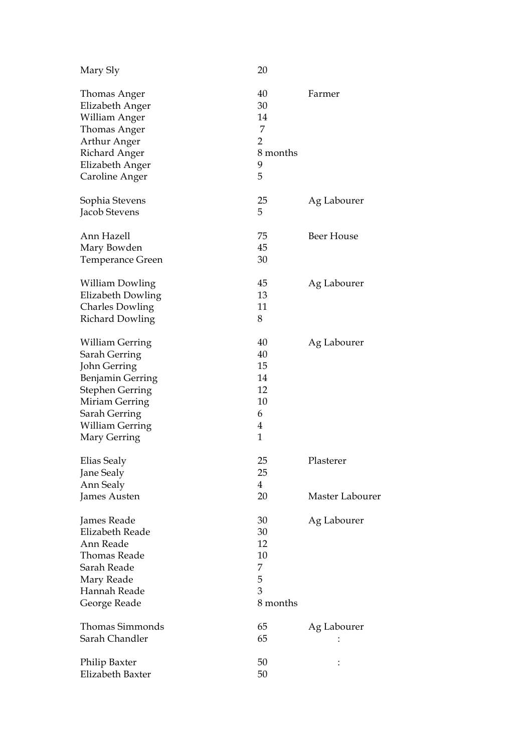| | | |
|---|---|---|
| Mary Sly | 20 | |
| | | |
| Thomas Anger | 40 | Farmer |
| Elizabeth Anger | 30 | |
| William Anger | 14 | |
| Thomas Anger | 7 | |
| Arthur Anger | 2 | |
| Richard Anger | 8 months | |
| Elizabeth Anger | 9 | |
| Caroline Anger | 5 | |
| | | |
| Sophia Stevens | 25 | Ag Labourer |
| Jacob Stevens | 5 | |
| | | |
| Ann Hazell | 75 | Beer House |
| Mary Bowden | 45 | |
| Temperance Green | 30 | |
| | | |
| William Dowling | 45 | Ag Labourer |
| Elizabeth Dowling | 13 | |
| Charles Dowling | 11 | |
| Richard Dowling | 8 | |
| | | |
| William Gerring | 40 | Ag Labourer |
| Sarah Gerring | 40 | |
| John Gerring | 15 | |
| Benjamin Gerring | 14 | |
| Stephen Gerring | 12 | |
| Miriam Gerring | 10 | |
| Sarah Gerring | 6 | |
| William Gerring | 4 | |
| Mary Gerring | 1 | |
| | | |
| Elias Sealy | 25 | Plasterer |
| Jane Sealy | 25 | |
| Ann Sealy | 4 | |
| James Austen | 20 | Master Labourer |
| | | |
| James Reade | 30 | Ag Labourer |
| Elizabeth Reade | 30 | |
| Ann Reade | 12 | |
| Thomas Reade | 10 | |
| Sarah Reade | 7 | |
| Mary Reade | 5 | |
| Hannah Reade | 3 | |
| George Reade | 8 months | |
| | | |
| Thomas Simmonds | 65 | Ag Labourer |
| Sarah Chandler | 65 | : |
| | | |
| Philip Baxter | 50 | : |
| Elizabeth Baxter | 50 | |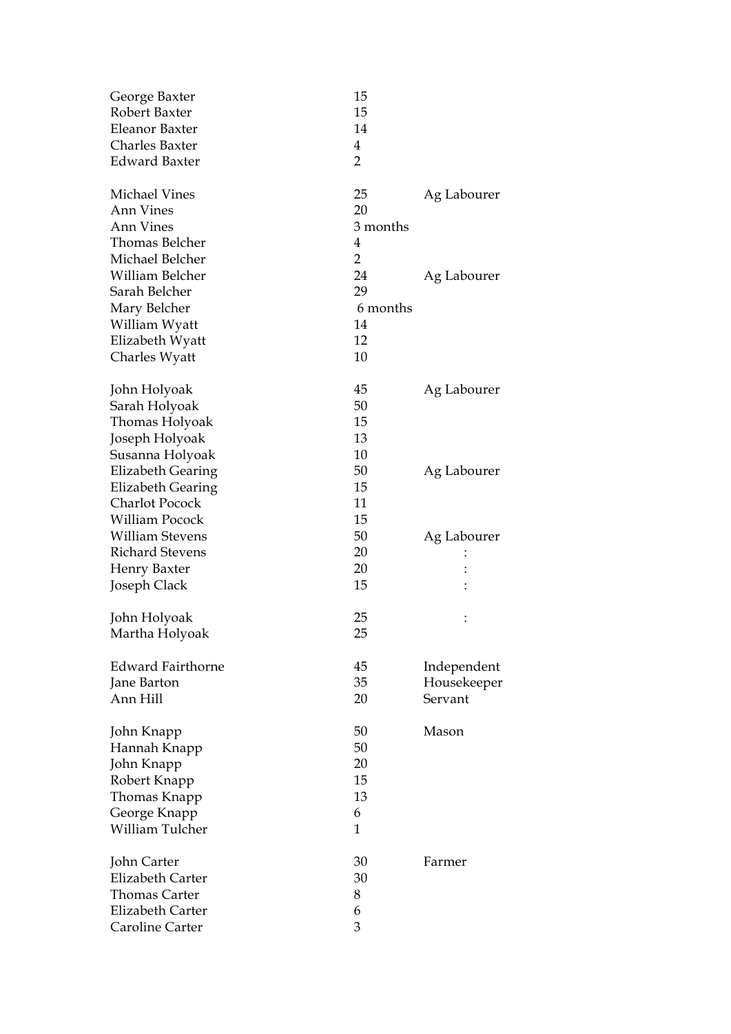| | | |
|---|---|---|
| George Baxter | 15 | |
| Robert Baxter | 15 | |
| Eleanor Baxter | 14 | |
| Charles Baxter | 4 | |
| Edward Baxter | 2 | |
| | | |
| Michael Vines | 25 | Ag Labourer |
| Ann Vines | 20 | |
| Ann Vines | 3 months | |
| Thomas Belcher | 4 | |
| Michael Belcher | 2 | |
| William Belcher | 24 | Ag Labourer |
| Sarah Belcher | 29 | |
| Mary Belcher | 6 months | |
| William Wyatt | 14 | |
| Elizabeth Wyatt | 12 | |
| Charles Wyatt | 10 | |
| | | |
| John Holyoak | 45 | Ag Labourer |
| Sarah Holyoak | 50 | |
| Thomas Holyoak | 15 | |
| Joseph Holyoak | 13 | |
| Susanna Holyoak | 10 | |
| Elizabeth Gearing | 50 | Ag Labourer |
| Elizabeth Gearing | 15 | |
| Charlot Pocock | 11 | |
| William Pocock | 15 | |
| William Stevens | 50 | Ag Labourer |
| Richard Stevens | 20 | : |
| Henry Baxter | 20 | : |
| Joseph Clack | 15 | : |
| | | |
| John Holyoak | 25 | : |
| Martha Holyoak | 25 | |
| | | |
| Edward Fairthorne | 45 | Independent |
| Jane Barton | 35 | Housekeeper |
| Ann Hill | 20 | Servant |
| | | |
| John Knapp | 50 | Mason |
| Hannah Knapp | 50 | |
| John Knapp | 20 | |
| Robert Knapp | 15 | |
| Thomas Knapp | 13 | |
| George Knapp | 6 | |
| William Tulcher | 1 | |
| | | |
| John Carter | 30 | Farmer |
| Elizabeth Carter | 30 | |
| Thomas Carter | 8 | |
| Elizabeth Carter | 6 | |
| Caroline Carter | 3 | |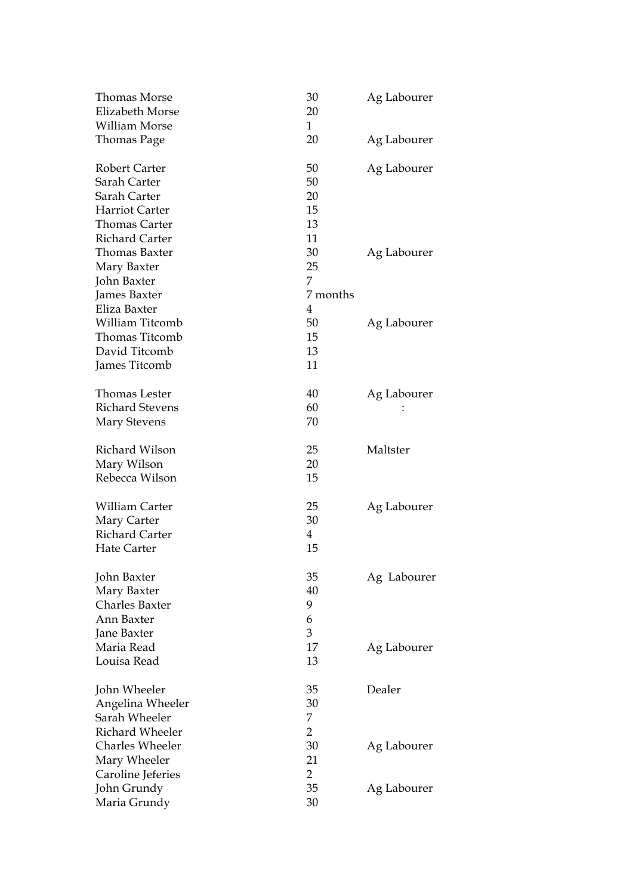| | | |
|---|---|---|
| Thomas Morse | 30 | Ag Labourer |
| Elizabeth Morse | 20 | |
| William Morse | 1 | |
| Thomas Page | 20 | Ag Labourer |
| | | |
| Robert Carter | 50 | Ag Labourer |
| Sarah Carter | 50 | |
| Sarah Carter | 20 | |
| Harriot Carter | 15 | |
| Thomas Carter | 13 | |
| Richard Carter | 11 | |
| Thomas Baxter | 30 | Ag Labourer |
| Mary Baxter | 25 | |
| John Baxter | 7 | |
| James Baxter | 7 months | |
| Eliza Baxter | 4 | |
| William Titcomb | 50 | Ag Labourer |
| Thomas Titcomb | 15 | |
| David Titcomb | 13 | |
| James Titcomb | 11 | |
| | | |
| Thomas Lester | 40 | Ag Labourer |
| Richard Stevens | 60 | : |
| Mary Stevens | 70 | |
| | | |
| Richard Wilson | 25 | Maltster |
| Mary Wilson | 20 | |
| Rebecca Wilson | 15 | |
| | | |
| William Carter | 25 | Ag Labourer |
| Mary Carter | 30 | |
| Richard Carter | 4 | |
| Hate Carter | 15 | |
| | | |
| John Baxter | 35 | Ag Labourer |
| Mary Baxter | 40 | |
| Charles Baxter | 9 | |
| Ann Baxter | 6 | |
| Jane Baxter | 3 | |
| Maria Read | 17 | Ag Labourer |
| Louisa Read | 13 | |
| | | |
| John Wheeler | 35 | Dealer |
| Angelina Wheeler | 30 | |
| Sarah Wheeler | 7 | |
| Richard Wheeler | 2 | |
| Charles Wheeler | 30 | Ag Labourer |
| Mary Wheeler | 21 | |
| Caroline Jeferies | 2 | |
| John Grundy | 35 | Ag Labourer |
| Maria Grundy | 30 | |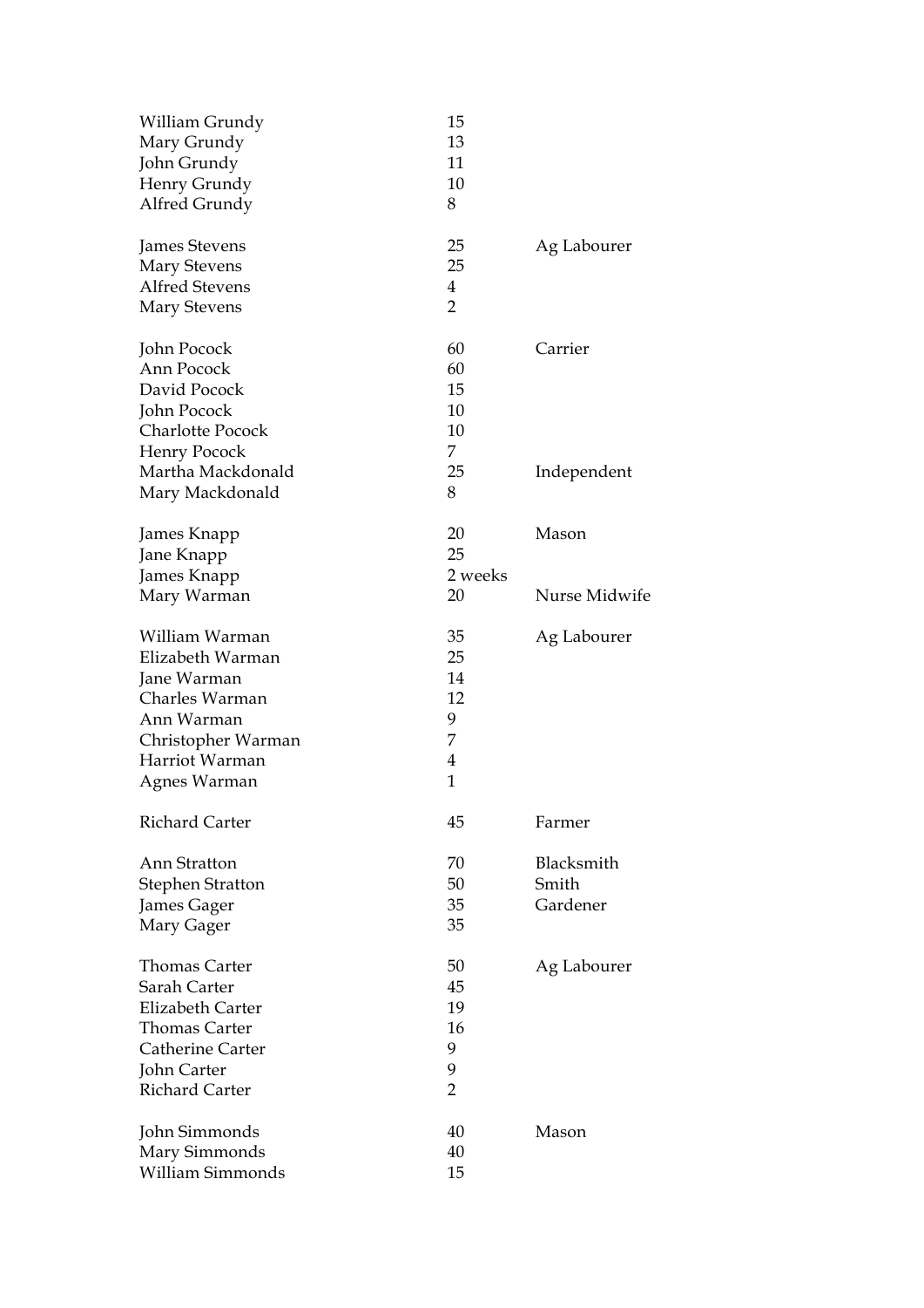| | | |
|---|---|---|
| William Grundy | 15 | |
| Mary Grundy | 13 | |
| John Grundy | 11 | |
| Henry Grundy | 10 | |
| Alfred Grundy | 8 | |
| | | |
| James Stevens | 25 | Ag Labourer |
| Mary Stevens | 25 | |
| Alfred Stevens | 4 | |
| Mary Stevens | 2 | |
| | | |
| John Pocock | 60 | Carrier |
| Ann Pocock | 60 | |
| David Pocock | 15 | |
| John Pocock | 10 | |
| Charlotte Pocock | 10 | |
| Henry Pocock | 7 | |
| Martha Mackdonald | 25 | Independent |
| Mary Mackdonald | 8 | |
| | | |
| James Knapp | 20 | Mason |
| Jane Knapp | 25 | |
| James Knapp | 2 weeks | |
| Mary Warman | 20 | Nurse Midwife |
| | | |
| William Warman | 35 | Ag Labourer |
| Elizabeth Warman | 25 | |
| Jane Warman | 14 | |
| Charles Warman | 12 | |
| Ann Warman | 9 | |
| Christopher Warman | 7 | |
| Harriot Warman | 4 | |
| Agnes Warman | 1 | |
| | | |
| Richard Carter | 45 | Farmer |
| | | |
| Ann Stratton | 70 | Blacksmith |
| Stephen Stratton | 50 | Smith |
| James Gager | 35 | Gardener |
| Mary Gager | 35 | |
| | | |
| Thomas Carter | 50 | Ag Labourer |
| Sarah Carter | 45 | |
| Elizabeth Carter | 19 | |
| Thomas Carter | 16 | |
| Catherine Carter | 9 | |
| John Carter | 9 | |
| Richard Carter | 2 | |
| | | |
| John Simmonds | 40 | Mason |
| Mary Simmonds | 40 | |
| William Simmonds | 15 | |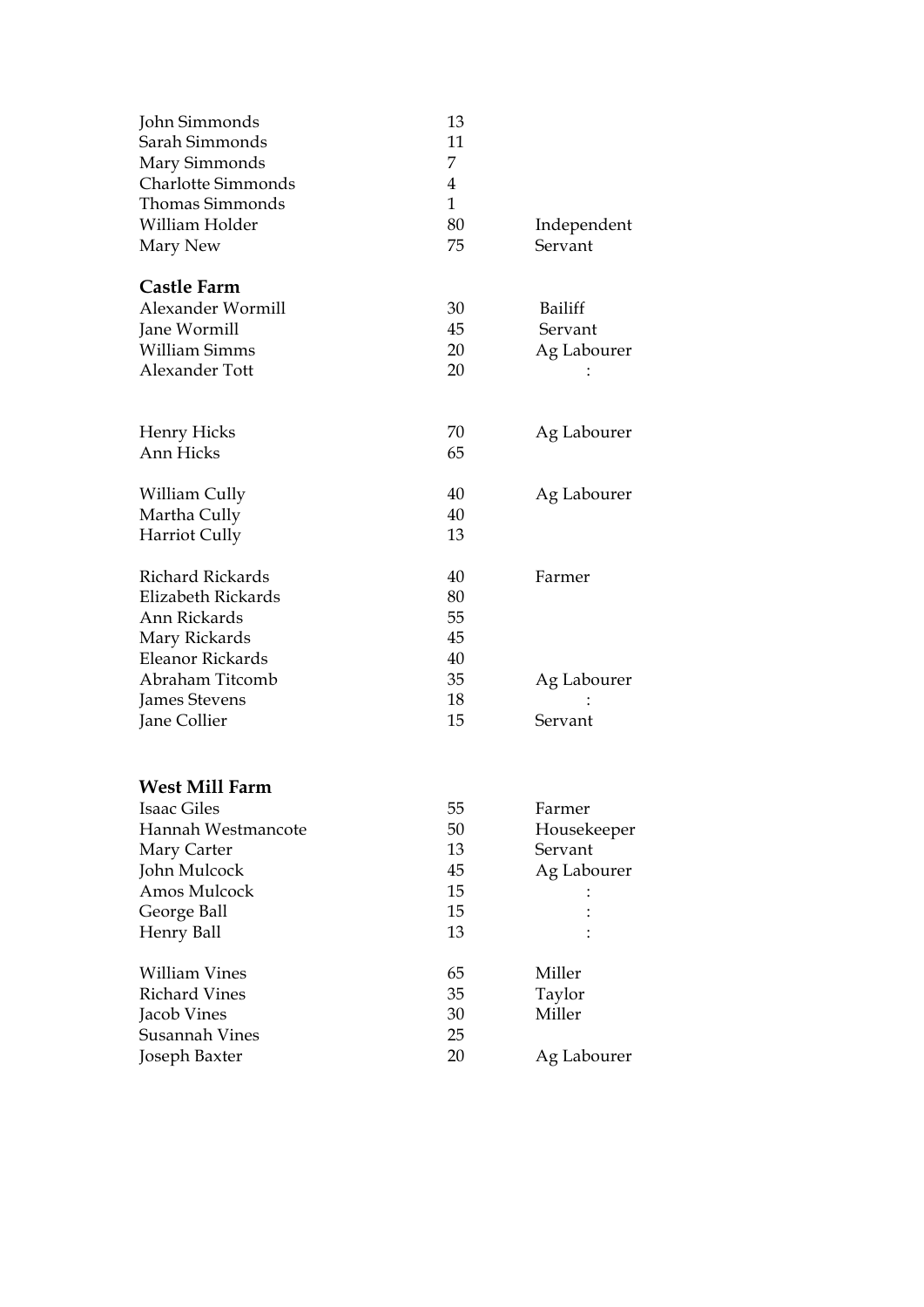| | | |
|---|---|---|
| John Simmonds | 13 | |
| Sarah Simmonds | 11 | |
| Mary Simmonds | 7 | |
| Charlotte Simmonds | 4 | |
| Thomas Simmonds | 1 | |
| William Holder | 80 | Independent |
| Mary New | 75 | Servant |

**Castle Farm**

| | | |
|---|---|---|
| Alexander Wormill | 30 | Bailiff |
| Jane Wormill | 45 | Servant |
| William Simms | 20 | Ag Labourer |
| Alexander Tott | 20 | : |
| | | |
| Henry Hicks | 70 | Ag Labourer |
| Ann Hicks | 65 | |
| | | |
| William Cully | 40 | Ag Labourer |
| Martha Cully | 40 | |
| Harriot Cully | 13 | |
| | | |
| Richard Rickards | 40 | Farmer |
| Elizabeth Rickards | 80 | |
| Ann Rickards | 55 | |
| Mary Rickards | 45 | |
| Eleanor Rickards | 40 | |
| Abraham Titcomb | 35 | Ag Labourer |
| James Stevens | 18 | : |
| Jane Collier | 15 | Servant |

**West Mill Farm**

| | | |
|---|---|---|
| Isaac Giles | 55 | Farmer |
| Hannah Westmancote | 50 | Housekeeper |
| Mary Carter | 13 | Servant |
| John Mulcock | 45 | Ag Labourer |
| Amos Mulcock | 15 | : |
| George Ball | 15 | : |
| Henry Ball | 13 | : |
| | | |
| William Vines | 65 | Miller |
| Richard Vines | 35 | Taylor |
| Jacob Vines | 30 | Miller |
| Susannah Vines | 25 | |
| Joseph Baxter | 20 | Ag Labourer |